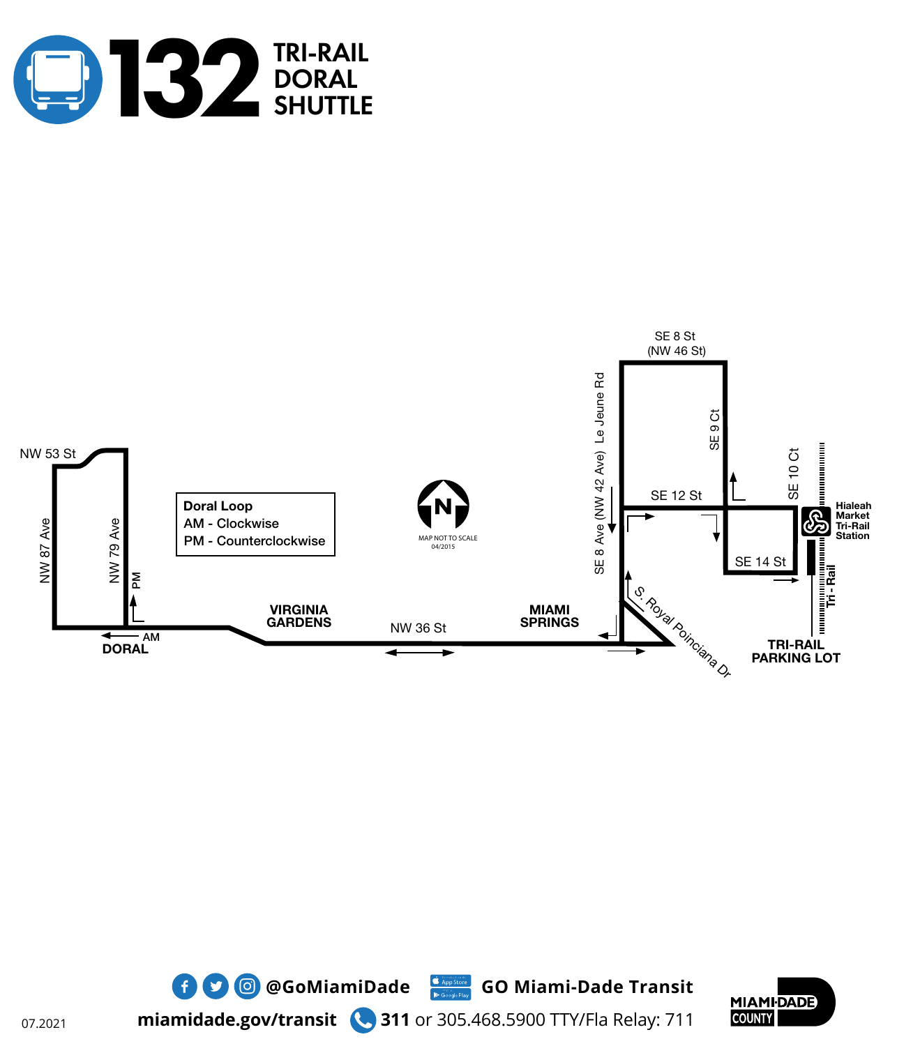# 132 TRI-RAIL DORAL SHUTTLE

NW 53 St

NW 87 Ave

NW 79 Ave

PM

AM

DORAL

Doral Loop
AM - Clockwise
PM - Counterclockwise

VIRGINIA GARDENS

NW 36 St

N

MAP NOT TO SCALE
04/2015

MIAMI SPRINGS

SE 8 Ave (NW 42 Ave) Le Jeune Rd

SE 8 St
(NW 46 St)

SE 9 Ct

SE 12 St

SE 10 Ct

SE 14 St

S. Royal Poinciana Dr

Hialeah Market Tri-Rail Station

Tri-Rail

TRI-RAIL PARKING LOT

@GoMiamiDade

GO Miami-Dade Transit

miamidade.gov/transit

311 or 305.468.5900 TTY/Fla Relay: 711

MIAMI-DADE COUNTY

07.2021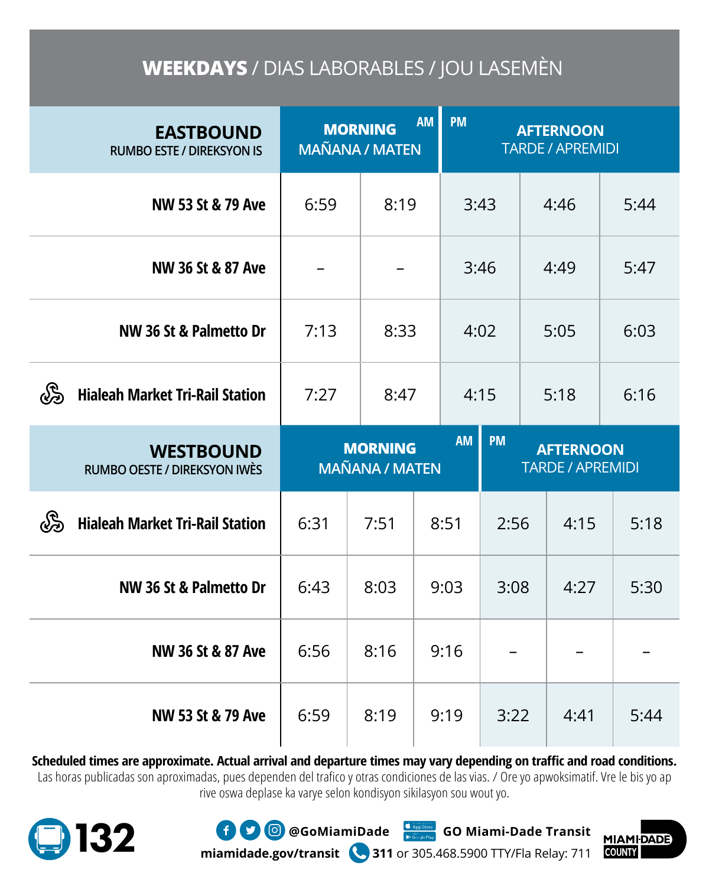## WEEKDAYS / DIAS LABORABLES / JOU LASEMÈN

| EASTBOUND<br>RUMBO ESTE / DIREKSYON IS | MORNING AM<br>MAÑANA / MATEN | | AFTERNOON PM<br>TARDE / APREMIDI | | |
|---|---|---|---|---|---|
| NW 53 St & 79 Ave | 6:59 | 8:19 | 3:43 | 4:46 | 5:44 |
| NW 36 St & 87 Ave | – | – | 3:46 | 4:49 | 5:47 |
| NW 36 St & Palmetto Dr | 7:13 | 8:33 | 4:02 | 5:05 | 6:03 |
| Hialeah Market Tri-Rail Station | 7:27 | 8:47 | 4:15 | 5:18 | 6:16 |

| WESTBOUND<br>RUMBO OESTE / DIREKSYON IWÈS | MORNING AM<br>MAÑANA / MATEN | | | AFTERNOON PM<br>TARDE / APREMIDI | | |
|---|---|---|---|---|---|---|
| Hialeah Market Tri-Rail Station | 6:31 | 7:51 | 8:51 | 2:56 | 4:15 | 5:18 |
| NW 36 St & Palmetto Dr | 6:43 | 8:03 | 9:03 | 3:08 | 4:27 | 5:30 |
| NW 36 St & 87 Ave | 6:56 | 8:16 | 9:16 | – | – | – |
| NW 53 St & 79 Ave | 6:59 | 8:19 | 9:19 | 3:22 | 4:41 | 5:44 |

**Scheduled times are approximate. Actual arrival and departure times may vary depending on traffic and road conditions.**
Las horas publicadas son aproximadas, pues dependen del trafico y otras condiciones de las vias. / Ore yo apwoksimatif. Vre le bis yo ap rive oswa deplase ka varye selon kondisyon sikilasyon sou wout yo.

**132**

@GoMiamiDade

GO Miami-Dade Transit

miamidade.gov/transit

311 or 305.468.5900 TTY/Fla Relay: 711

MIAMI-DADE COUNTY